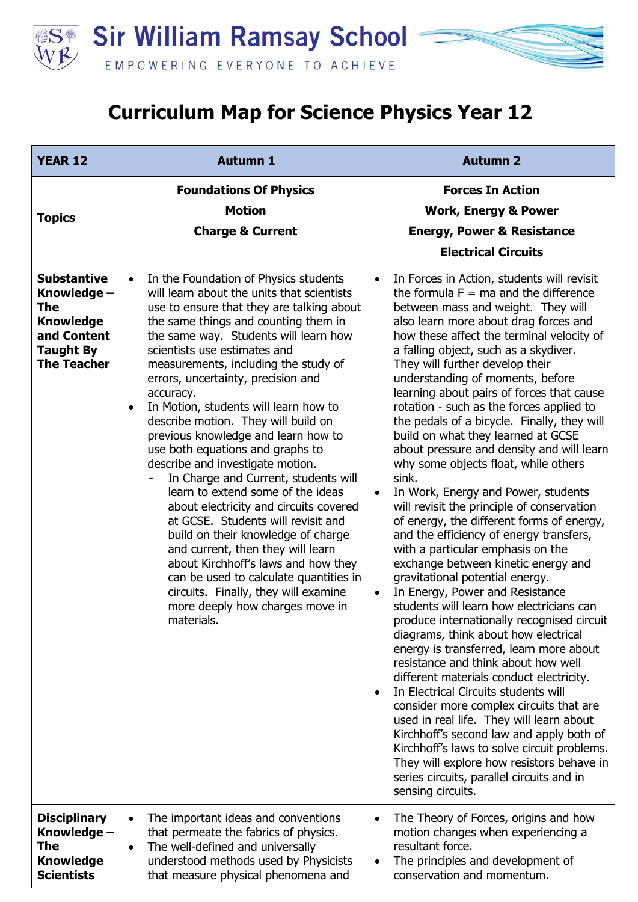# Sir William Ramsay School

EMPOWERING EVERYONE TO ACHIEVE

# Curriculum Map for Science Physics Year 12

| YEAR 12 | Autumn 1 | Autumn 2 |
|---|---|---|
| **Topics** | **Foundations Of Physics**<br>**Motion**<br>**Charge & Current** | **Forces In Action**<br>**Work, Energy & Power**<br>**Energy, Power & Resistance**<br>**Electrical Circuits** |
| **Substantive Knowledge – The Knowledge and Content Taught By The Teacher** | • In the Foundation of Physics students will learn about the units that scientists use to ensure that they are talking about the same things and counting them in the same way. Students will learn how scientists use estimates and measurements, including the study of errors, uncertainty, precision and accuracy.<br>• In Motion, students will learn how to describe motion. They will build on previous knowledge and learn how to use both equations and graphs to describe and investigate motion.<br>- In Charge and Current, students will learn to extend some of the ideas about electricity and circuits covered at GCSE. Students will revisit and build on their knowledge of charge and current, then they will learn about Kirchhoff's laws and how they can be used to calculate quantities in circuits. Finally, they will examine more deeply how charges move in materials. | • In Forces in Action, students will revisit the formula $F = ma$ and the difference between mass and weight. They will also learn more about drag forces and how these affect the terminal velocity of a falling object, such as a skydiver. They will further develop their understanding of moments, before learning about pairs of forces that cause rotation - such as the forces applied to the pedals of a bicycle. Finally, they will build on what they learned at GCSE about pressure and density and will learn why some objects float, while others sink.<br>• In Work, Energy and Power, students will revisit the principle of conservation of energy, the different forms of energy, and the efficiency of energy transfers, with a particular emphasis on the exchange between kinetic energy and gravitational potential energy.<br>• In Energy, Power and Resistance students will learn how electricians can produce internationally recognised circuit diagrams, think about how electrical energy is transferred, learn more about resistance and think about how well different materials conduct electricity.<br>• In Electrical Circuits students will consider more complex circuits that are used in real life. They will learn about Kirchhoff's second law and apply both of Kirchhoff's laws to solve circuit problems. They will explore how resistors behave in series circuits, parallel circuits and in sensing circuits. |
| **Disciplinary Knowledge – The Knowledge Scientists** | • The important ideas and conventions that permeate the fabrics of physics.<br>• The well-defined and universally understood methods used by Physicists that measure physical phenomena and | • The Theory of Forces, origins and how motion changes when experiencing a resultant force.<br>• The principles and development of conservation and momentum. |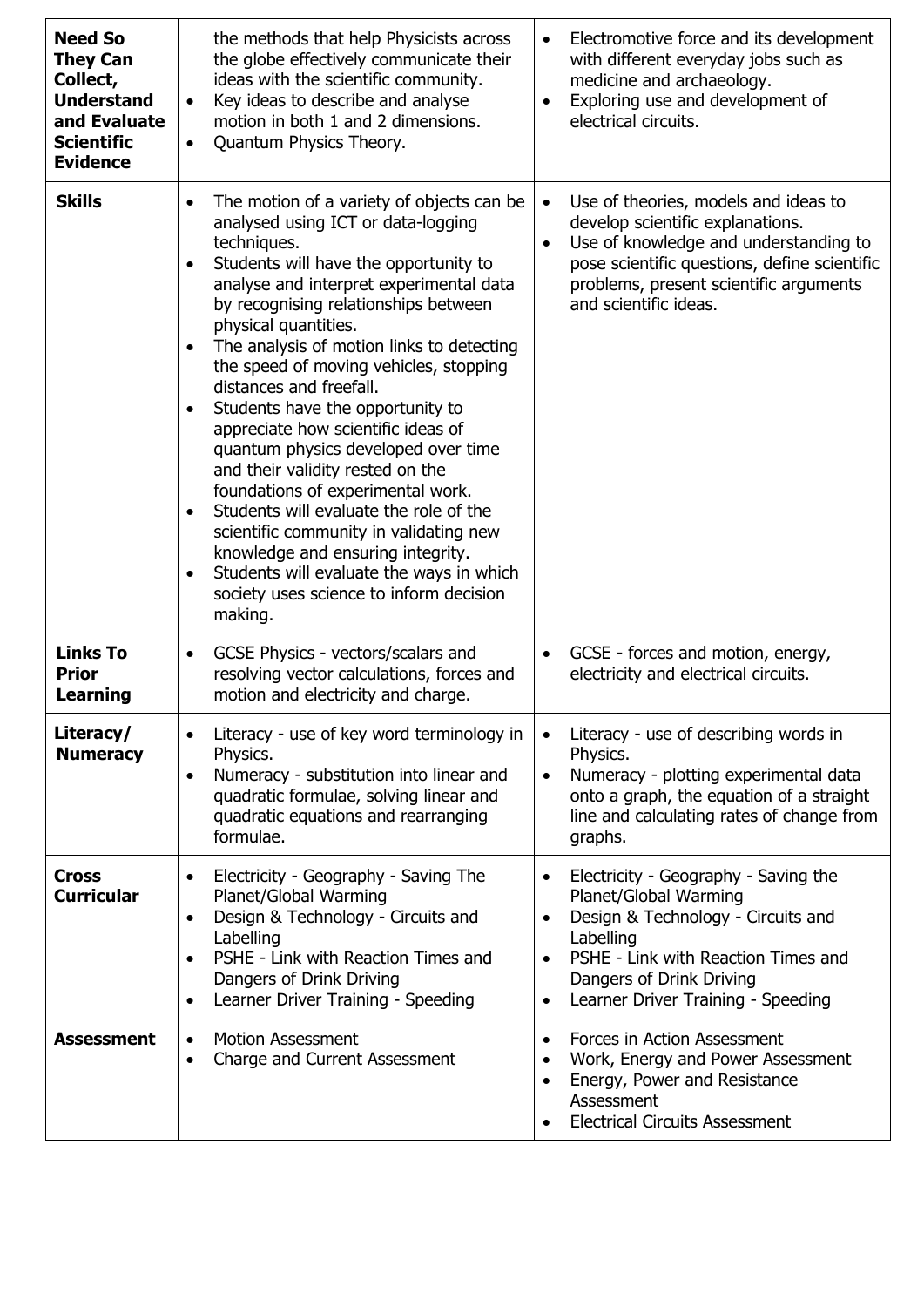| | | |
|---|---|---|
| **Need So They Can Collect, Understand and Evaluate Scientific Evidence** | the methods that help Physicists across the globe effectively communicate their ideas with the scientific community.<br>• Key ideas to describe and analyse motion in both 1 and 2 dimensions.<br>• Quantum Physics Theory. | • Electromotive force and its development with different everyday jobs such as medicine and archaeology.<br>• Exploring use and development of electrical circuits. |
| **Skills** | • The motion of a variety of objects can be analysed using ICT or data-logging techniques.<br>• Students will have the opportunity to analyse and interpret experimental data by recognising relationships between physical quantities.<br>• The analysis of motion links to detecting the speed of moving vehicles, stopping distances and freefall.<br>• Students have the opportunity to appreciate how scientific ideas of quantum physics developed over time and their validity rested on the foundations of experimental work.<br>• Students will evaluate the role of the scientific community in validating new knowledge and ensuring integrity.<br>• Students will evaluate the ways in which society uses science to inform decision making. | • Use of theories, models and ideas to develop scientific explanations.<br>• Use of knowledge and understanding to pose scientific questions, define scientific problems, present scientific arguments and scientific ideas. |
| **Links To Prior Learning** | • GCSE Physics - vectors/scalars and resolving vector calculations, forces and motion and electricity and charge. | • GCSE - forces and motion, energy, electricity and electrical circuits. |
| **Literacy/ Numeracy** | • Literacy - use of key word terminology in Physics.<br>• Numeracy - substitution into linear and quadratic formulae, solving linear and quadratic equations and rearranging formulae. | • Literacy - use of describing words in Physics.<br>• Numeracy - plotting experimental data onto a graph, the equation of a straight line and calculating rates of change from graphs. |
| **Cross Curricular** | • Electricity - Geography - Saving The Planet/Global Warming<br>• Design & Technology - Circuits and Labelling<br>• PSHE - Link with Reaction Times and Dangers of Drink Driving<br>• Learner Driver Training - Speeding | • Electricity - Geography - Saving the Planet/Global Warming<br>• Design & Technology - Circuits and Labelling<br>• PSHE - Link with Reaction Times and Dangers of Drink Driving<br>• Learner Driver Training - Speeding |
| **Assessment** | • Motion Assessment<br>• Charge and Current Assessment | • Forces in Action Assessment<br>• Work, Energy and Power Assessment<br>• Energy, Power and Resistance Assessment<br>• Electrical Circuits Assessment |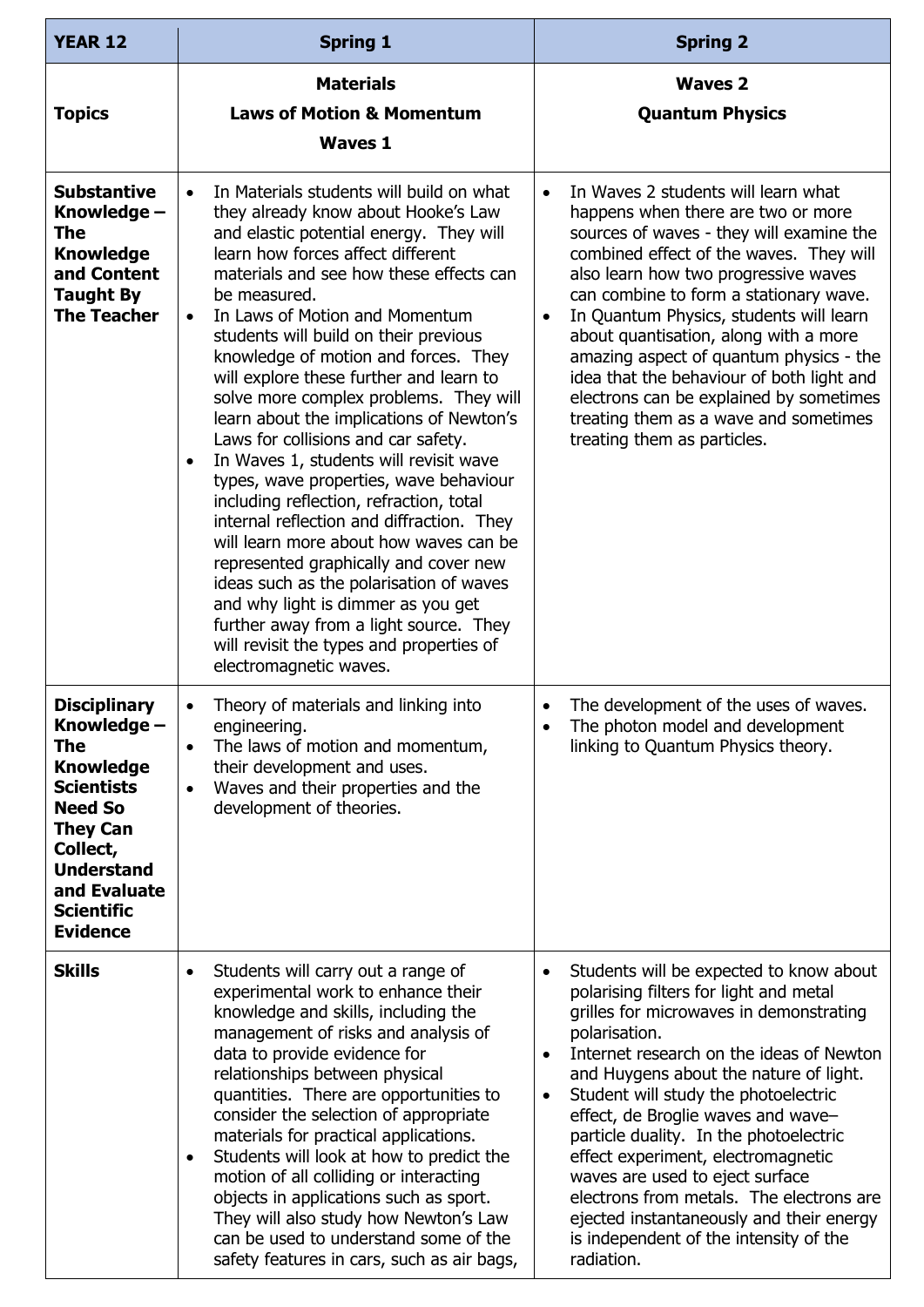| YEAR 12 | Spring 1 | Spring 2 |
|---|---|---|
| **Topics** | **Materials**<br>**Laws of Motion & Momentum**<br>**Waves 1** | **Waves 2**<br>**Quantum Physics** |
| **Substantive Knowledge – The Knowledge and Content Taught By The Teacher** | • In Materials students will build on what they already know about Hooke's Law and elastic potential energy. They will learn how forces affect different materials and see how these effects can be measured.<br>• In Laws of Motion and Momentum students will build on their previous knowledge of motion and forces. They will explore these further and learn to solve more complex problems. They will learn about the implications of Newton's Laws for collisions and car safety.<br>• In Waves 1, students will revisit wave types, wave properties, wave behaviour including reflection, refraction, total internal reflection and diffraction. They will learn more about how waves can be represented graphically and cover new ideas such as the polarisation of waves and why light is dimmer as you get further away from a light source. They will revisit the types and properties of electromagnetic waves. | • In Waves 2 students will learn what happens when there are two or more sources of waves - they will examine the combined effect of the waves. They will also learn how two progressive waves can combine to form a stationary wave.<br>• In Quantum Physics, students will learn about quantisation, along with a more amazing aspect of quantum physics - the idea that the behaviour of both light and electrons can be explained by sometimes treating them as a wave and sometimes treating them as particles. |
| **Disciplinary Knowledge – The Knowledge Scientists Need So They Can Collect, Understand and Evaluate Scientific Evidence** | • Theory of materials and linking into engineering.<br>• The laws of motion and momentum, their development and uses.<br>• Waves and their properties and the development of theories. | • The development of the uses of waves.<br>• The photon model and development linking to Quantum Physics theory. |
| **Skills** | • Students will carry out a range of experimental work to enhance their knowledge and skills, including the management of risks and analysis of data to provide evidence for relationships between physical quantities. There are opportunities to consider the selection of appropriate materials for practical applications.<br>• Students will look at how to predict the motion of all colliding or interacting objects in applications such as sport. They will also study how Newton's Law can be used to understand some of the safety features in cars, such as air bags, | • Students will be expected to know about polarising filters for light and metal grilles for microwaves in demonstrating polarisation.<br>• Internet research on the ideas of Newton and Huygens about the nature of light.<br>• Student will study the photoelectric effect, de Broglie waves and wave–particle duality. In the photoelectric effect experiment, electromagnetic waves are used to eject surface electrons from metals. The electrons are ejected instantaneously and their energy is independent of the intensity of the radiation. |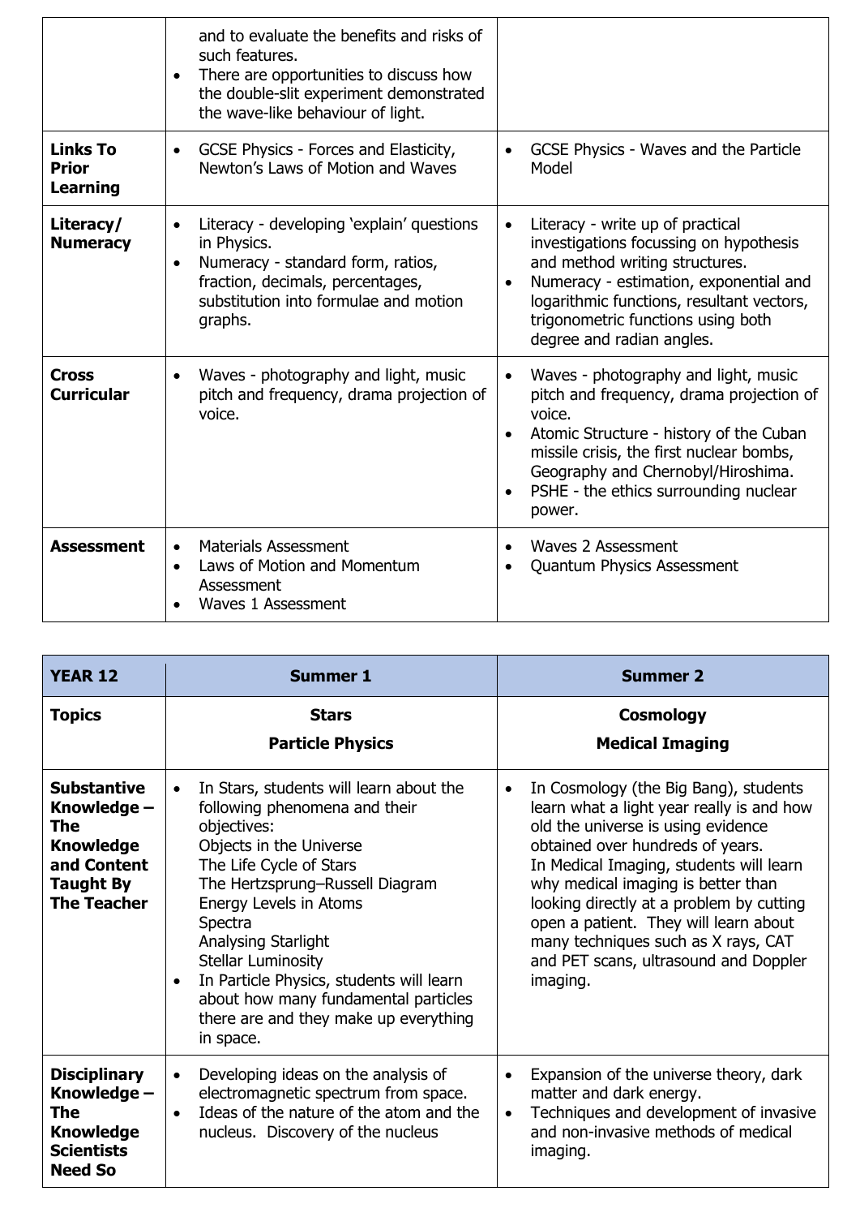| | | |
|---|---|---|
| | and to evaluate the benefits and risks of such features.<br>• There are opportunities to discuss how the double-slit experiment demonstrated the wave-like behaviour of light. | |
| **Links To Prior Learning** | • GCSE Physics - Forces and Elasticity, Newton's Laws of Motion and Waves | • GCSE Physics - Waves and the Particle Model |
| **Literacy/ Numeracy** | • Literacy - developing 'explain' questions in Physics.<br>• Numeracy - standard form, ratios, fraction, decimals, percentages, substitution into formulae and motion graphs. | • Literacy - write up of practical investigations focussing on hypothesis and method writing structures.<br>• Numeracy - estimation, exponential and logarithmic functions, resultant vectors, trigonometric functions using both degree and radian angles. |
| **Cross Curricular** | • Waves - photography and light, music pitch and frequency, drama projection of voice. | • Waves - photography and light, music pitch and frequency, drama projection of voice.<br>• Atomic Structure - history of the Cuban missile crisis, the first nuclear bombs, Geography and Chernobyl/Hiroshima.<br>• PSHE - the ethics surrounding nuclear power. |
| **Assessment** | • Materials Assessment<br>• Laws of Motion and Momentum Assessment<br>• Waves 1 Assessment | • Waves 2 Assessment<br>• Quantum Physics Assessment |

| **YEAR 12** | **Summer 1** | **Summer 2** |
|---|---|---|
| **Topics** | **Stars**<br>**Particle Physics** | **Cosmology**<br>**Medical Imaging** |
| **Substantive Knowledge – The Knowledge and Content Taught By The Teacher** | • In Stars, students will learn about the following phenomena and their objectives:<br>Objects in the Universe<br>The Life Cycle of Stars<br>The Hertzsprung–Russell Diagram<br>Energy Levels in Atoms<br>Spectra<br>Analysing Starlight<br>Stellar Luminosity<br>• In Particle Physics, students will learn about how many fundamental particles there are and they make up everything in space. | • In Cosmology (the Big Bang), students learn what a light year really is and how old the universe is using evidence obtained over hundreds of years.<br>In Medical Imaging, students will learn why medical imaging is better than looking directly at a problem by cutting open a patient. They will learn about many techniques such as X rays, CAT and PET scans, ultrasound and Doppler imaging. |
| **Disciplinary Knowledge – The Knowledge Scientists Need So** | • Developing ideas on the analysis of electromagnetic spectrum from space.<br>• Ideas of the nature of the atom and the nucleus. Discovery of the nucleus | • Expansion of the universe theory, dark matter and dark energy.<br>• Techniques and development of invasive and non-invasive methods of medical imaging. |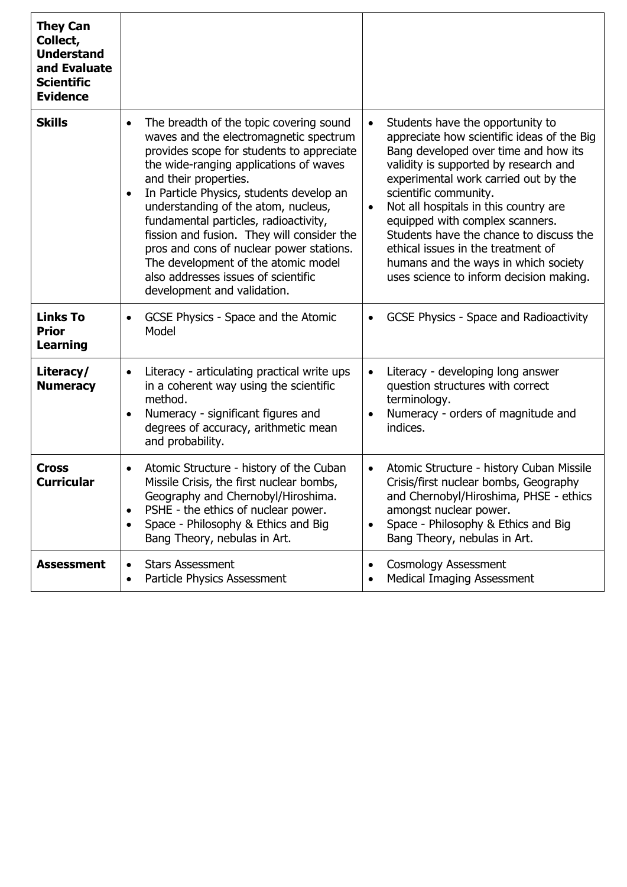| | | |
|---|---|---|
| **They Can Collect, Understand and Evaluate Scientific Evidence** | | |
| **Skills** | • The breadth of the topic covering sound waves and the electromagnetic spectrum provides scope for students to appreciate the wide-ranging applications of waves and their properties.<br>• In Particle Physics, students develop an understanding of the atom, nucleus, fundamental particles, radioactivity, fission and fusion. They will consider the pros and cons of nuclear power stations. The development of the atomic model also addresses issues of scientific development and validation. | • Students have the opportunity to appreciate how scientific ideas of the Big Bang developed over time and how its validity is supported by research and experimental work carried out by the scientific community.<br>• Not all hospitals in this country are equipped with complex scanners. Students have the chance to discuss the ethical issues in the treatment of humans and the ways in which society uses science to inform decision making. |
| **Links To Prior Learning** | • GCSE Physics - Space and the Atomic Model | • GCSE Physics - Space and Radioactivity |
| **Literacy/ Numeracy** | • Literacy - articulating practical write ups in a coherent way using the scientific method.<br>• Numeracy - significant figures and degrees of accuracy, arithmetic mean and probability. | • Literacy - developing long answer question structures with correct terminology.<br>• Numeracy - orders of magnitude and indices. |
| **Cross Curricular** | • Atomic Structure - history of the Cuban Missile Crisis, the first nuclear bombs, Geography and Chernobyl/Hiroshima.<br>• PSHE - the ethics of nuclear power.<br>• Space - Philosophy & Ethics and Big Bang Theory, nebulas in Art. | • Atomic Structure - history Cuban Missile Crisis/first nuclear bombs, Geography and Chernobyl/Hiroshima, PHSE - ethics amongst nuclear power.<br>• Space - Philosophy & Ethics and Big Bang Theory, nebulas in Art. |
| **Assessment** | • Stars Assessment<br>• Particle Physics Assessment | • Cosmology Assessment<br>• Medical Imaging Assessment |